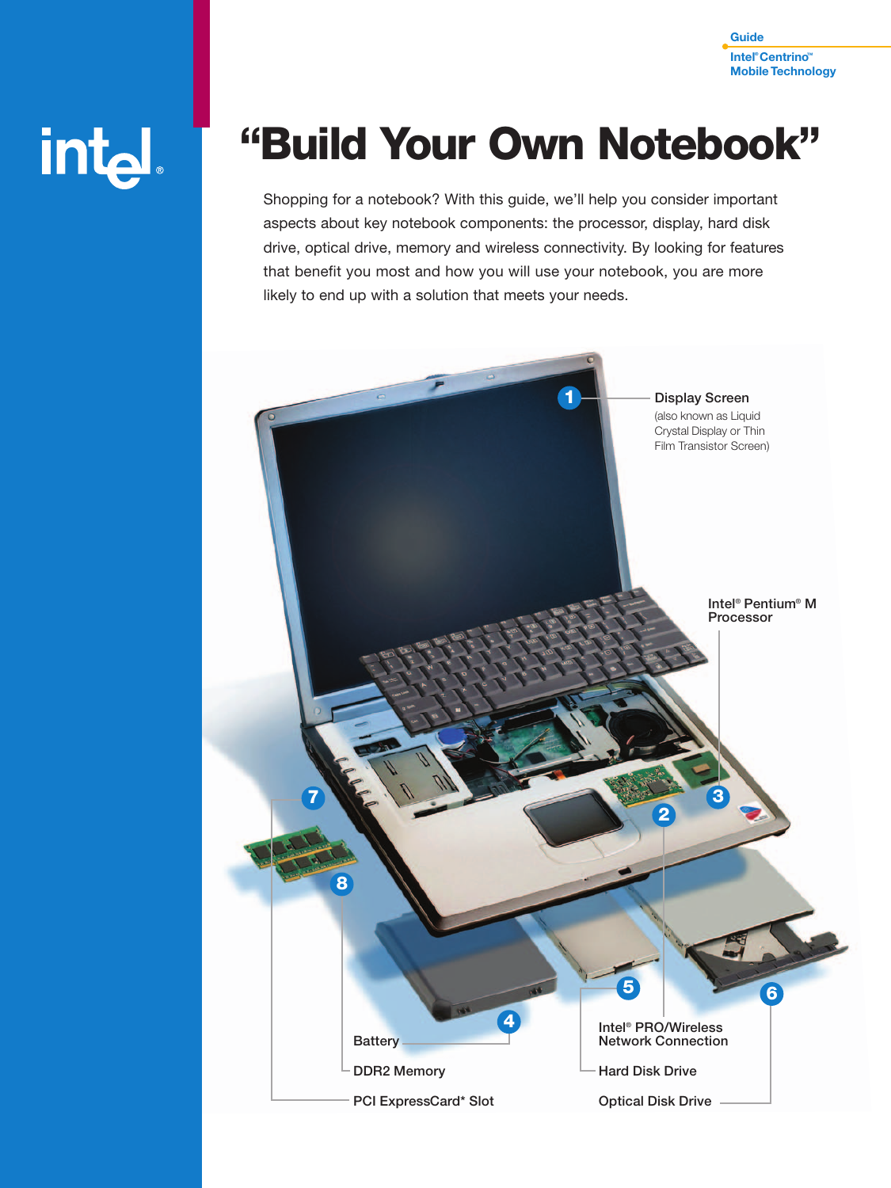Guide
Intel® Centrino™ Mobile Technology

# "Build Your Own Notebook"

Shopping for a notebook? With this guide, we'll help you consider important aspects about key notebook components: the processor, display, hard disk drive, optical drive, memory and wireless connectivity. By looking for features that benefit you most and how you will use your notebook, you are more likely to end up with a solution that meets your needs.

1. Display Screen (also known as Liquid Crystal Display or Thin Film Transistor Screen)
2. Intel® PRO/Wireless Network Connection
3. Intel® Pentium® M Processor
4. Battery
5. Hard Disk Drive
6. Optical Disk Drive
7. PCI ExpressCard* Slot
8. DDR2 Memory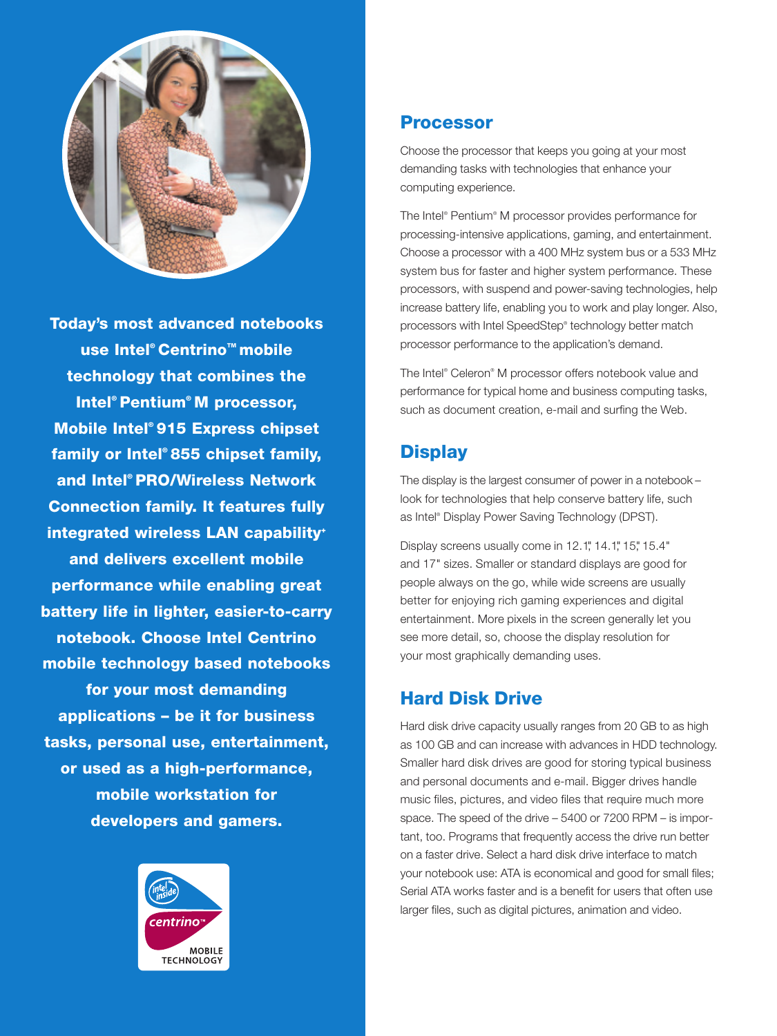**Today's most advanced notebooks use Intel® Centrino™ mobile technology that combines the Intel® Pentium® M processor, Mobile Intel® 915 Express chipset family or Intel® 855 chipset family, and Intel® PRO/Wireless Network Connection family. It features fully integrated wireless LAN capability+ and delivers excellent mobile performance while enabling great battery life in lighter, easier-to-carry notebook. Choose Intel Centrino mobile technology based notebooks for your most demanding applications – be it for business tasks, personal use, entertainment, or used as a high-performance, mobile workstation for developers and gamers.**

## Processor

Choose the processor that keeps you going at your most demanding tasks with technologies that enhance your computing experience.

The Intel® Pentium® M processor provides performance for processing-intensive applications, gaming, and entertainment. Choose a processor with a 400 MHz system bus or a 533 MHz system bus for faster and higher system performance. These processors, with suspend and power-saving technologies, help increase battery life, enabling you to work and play longer. Also, processors with Intel SpeedStep® technology better match processor performance to the application's demand.

The Intel® Celeron® M processor offers notebook value and performance for typical home and business computing tasks, such as document creation, e-mail and surfing the Web.

## Display

The display is the largest consumer of power in a notebook – look for technologies that help conserve battery life, such as Intel® Display Power Saving Technology (DPST).

Display screens usually come in 12.1", 14.1", 15", 15.4" and 17" sizes. Smaller or standard displays are good for people always on the go, while wide screens are usually better for enjoying rich gaming experiences and digital entertainment. More pixels in the screen generally let you see more detail, so, choose the display resolution for your most graphically demanding uses.

## Hard Disk Drive

Hard disk drive capacity usually ranges from 20 GB to as high as 100 GB and can increase with advances in HDD technology. Smaller hard disk drives are good for storing typical business and personal documents and e-mail. Bigger drives handle music files, pictures, and video files that require much more space. The speed of the drive – 5400 or 7200 RPM – is important, too. Programs that frequently access the drive run better on a faster drive. Select a hard disk drive interface to match your notebook use: ATA is economical and good for small files; Serial ATA works faster and is a benefit for users that often use larger files, such as digital pictures, animation and video.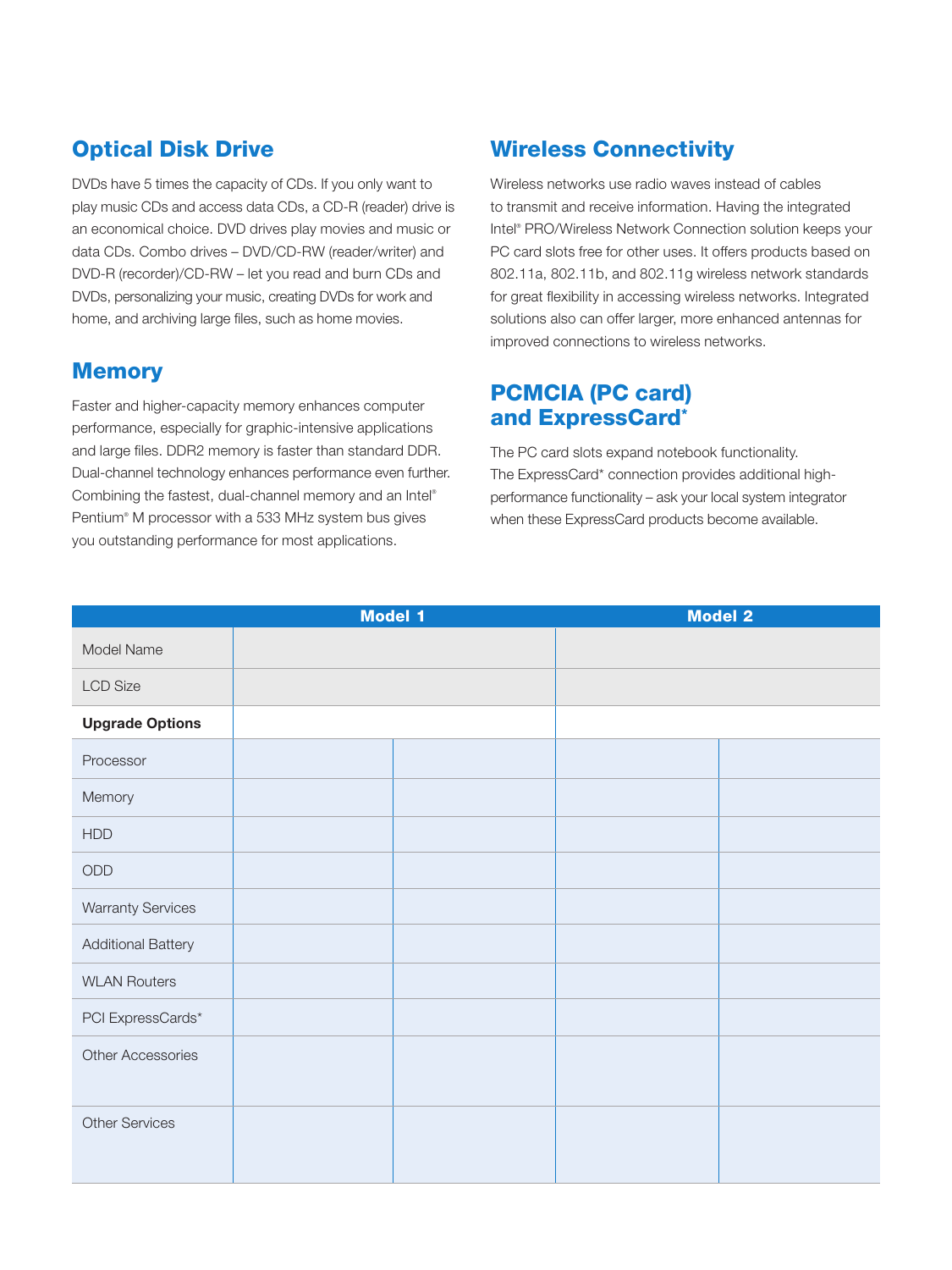## Optical Disk Drive

DVDs have 5 times the capacity of CDs. If you only want to play music CDs and access data CDs, a CD-R (reader) drive is an economical choice. DVD drives play movies and music or data CDs. Combo drives – DVD/CD-RW (reader/writer) and DVD-R (recorder)/CD-RW – let you read and burn CDs and DVDs, personalizing your music, creating DVDs for work and home, and archiving large files, such as home movies.

## Memory

Faster and higher-capacity memory enhances computer performance, especially for graphic-intensive applications and large files. DDR2 memory is faster than standard DDR. Dual-channel technology enhances performance even further. Combining the fastest, dual-channel memory and an Intel® Pentium® M processor with a 533 MHz system bus gives you outstanding performance for most applications.

## Wireless Connectivity

Wireless networks use radio waves instead of cables to transmit and receive information. Having the integrated Intel® PRO/Wireless Network Connection solution keeps your PC card slots free for other uses. It offers products based on 802.11a, 802.11b, and 802.11g wireless network standards for great flexibility in accessing wireless networks. Integrated solutions also can offer larger, more enhanced antennas for improved connections to wireless networks.

## PCMCIA (PC card) and ExpressCard*

The PC card slots expand notebook functionality. The ExpressCard* connection provides additional high-performance functionality – ask your local system integrator when these ExpressCard products become available.

| | Model 1 | | Model 2 | |
|---|---|---|---|---|
| Model Name | | | | |
| LCD Size | | | | |
| **Upgrade Options** | | | | |
| Processor | | | | |
| Memory | | | | |
| HDD | | | | |
| ODD | | | | |
| Warranty Services | | | | |
| Additional Battery | | | | |
| WLAN Routers | | | | |
| PCI ExpressCards* | | | | |
| Other Accessories | | | | |
| Other Services | | | | |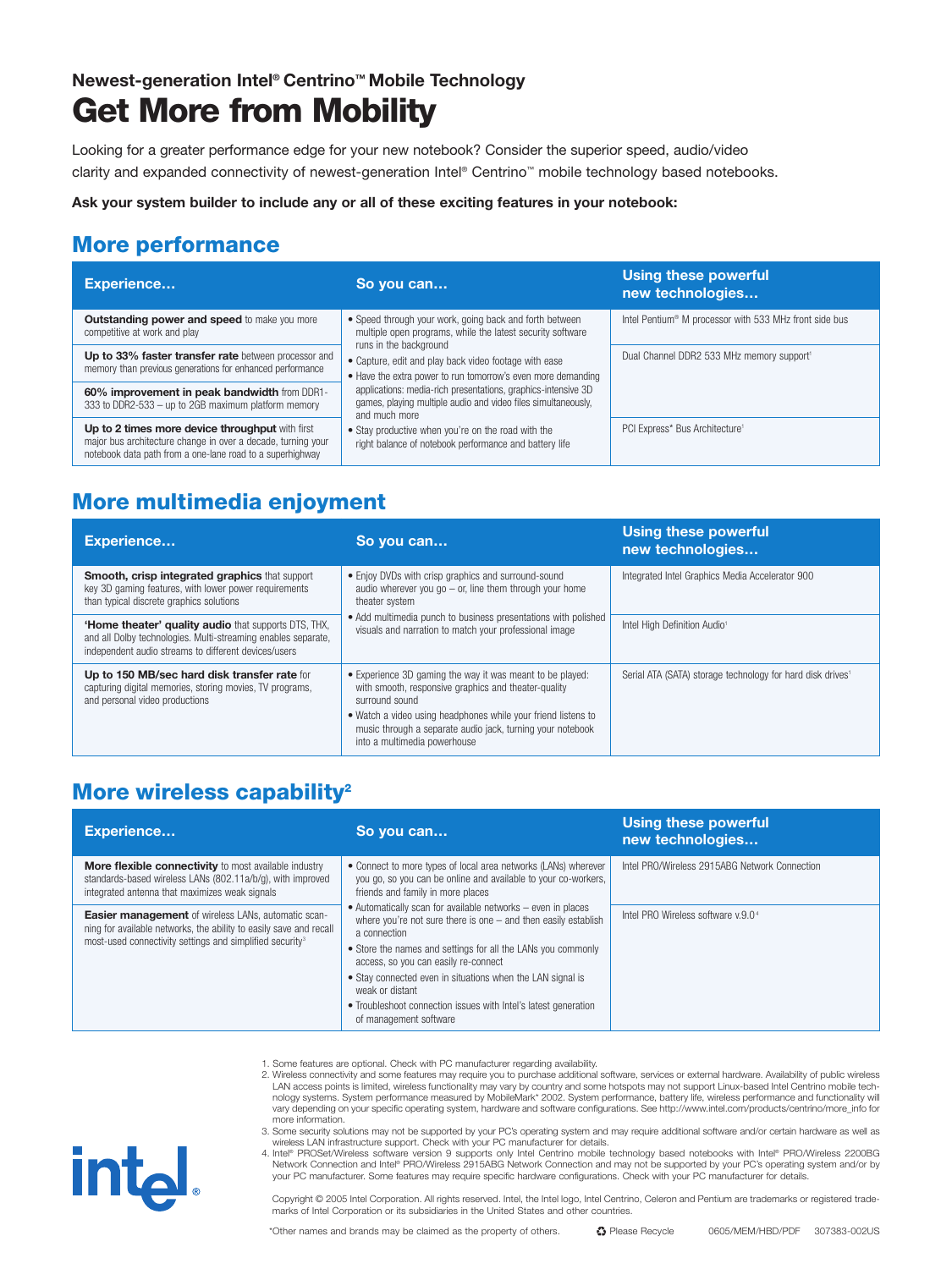**Newest-generation Intel® Centrino™ Mobile Technology**

# Get More from Mobility

Looking for a greater performance edge for your new notebook? Consider the superior speed, audio/video clarity and expanded connectivity of newest-generation Intel® Centrino™ mobile technology based notebooks.

**Ask your system builder to include any or all of these exciting features in your notebook:**

## More performance

| Experience… | So you can… | Using these powerful new technologies… |
|---|---|---|
| **Outstanding power and speed** to make you more competitive at work and play | • Speed through your work, going back and forth between multiple open programs, while the latest security software runs in the background<br>• Capture, edit and play back video footage with ease<br>• Have the extra power to run tomorrow's even more demanding applications: media-rich presentations, graphics-intensive 3D games, playing multiple audio and video files simultaneously, and much more<br>• Stay productive when you're on the road with the right balance of notebook performance and battery life | Intel Pentium® M processor with 533 MHz front side bus |
| **Up to 33% faster transfer rate** between processor and memory than previous generations for enhanced performance | | Dual Channel DDR2 533 MHz memory support[1] |
| **60% improvement in peak bandwidth** from DDR1-333 to DDR2-533 – up to 2GB maximum platform memory | | |
| **Up to 2 times more device throughput** with first major bus architecture change in over a decade, turning your notebook data path from a one-lane road to a superhighway | | PCI Express* Bus Architecture[1] |

## More multimedia enjoyment

| Experience… | So you can… | Using these powerful new technologies… |
|---|---|---|
| **Smooth, crisp integrated graphics** that support key 3D gaming features, with lower power requirements than typical discrete graphics solutions | • Enjoy DVDs with crisp graphics and surround-sound audio wherever you go – or, line them through your home theater system<br>• Add multimedia punch to business presentations with polished visuals and narration to match your professional image | Integrated Intel Graphics Media Accelerator 900 |
| **'Home theater' quality audio** that supports DTS, THX, and all Dolby technologies. Multi-streaming enables separate, independent audio streams to different devices/users | | Intel High Definition Audio[1] |
| **Up to 150 MB/sec hard disk transfer rate** for capturing digital memories, storing movies, TV programs, and personal video productions | • Experience 3D gaming the way it was meant to be played: with smooth, responsive graphics and theater-quality surround sound<br>• Watch a video using headphones while your friend listens to music through a separate audio jack, turning your notebook into a multimedia powerhouse | Serial ATA (SATA) storage technology for hard disk drives[1] |

## More wireless capability[2]

| Experience… | So you can… | Using these powerful new technologies… |
|---|---|---|
| **More flexible connectivity** to most available industry standards-based wireless LANs (802.11a/b/g), with improved integrated antenna that maximizes weak signals | • Connect to more types of local area networks (LANs) wherever you go, so you can be online and available to your co-workers, friends and family in more places<br>• Automatically scan for available networks – even in places where you're not sure there is one – and then easily establish a connection<br>• Store the names and settings for all the LANs you commonly access, so you can easily re-connect<br>• Stay connected even in situations when the LAN signal is weak or distant<br>• Troubleshoot connection issues with Intel's latest generation of management software | Intel PRO/Wireless 2915ABG Network Connection |
| **Easier management** of wireless LANs, automatic scanning for available networks, the ability to easily save and recall most-used connectivity settings and simplified security[3] | | Intel PRO Wireless software v.9.0[4] |

1. Some features are optional. Check with PC manufacturer regarding availability.
2. Wireless connectivity and some features may require you to purchase additional software, services or external hardware. Availability of public wireless LAN access points is limited, wireless functionality may vary by country and some hotspots may not support Linux-based Intel Centrino mobile technology systems. System performance measured by MobileMark* 2002. System performance, battery life, wireless performance and functionality will vary depending on your specific operating system, hardware and software configurations. See http://www.intel.com/products/centrino/more_info for more information.
3. Some security solutions may not be supported by your PC's operating system and may require additional software and/or certain hardware as well as wireless LAN infrastructure support. Check with your PC manufacturer for details.
4. Intel® PROSet/Wireless software version 9 supports only Intel Centrino mobile technology based notebooks with Intel® PRO/Wireless 2200BG Network Connection and Intel® PRO/Wireless 2915ABG Network Connection and may not be supported by your PC's operating system and/or by your PC manufacturer. Some features may require specific hardware configurations. Check with your PC manufacturer for details.

Copyright © 2005 Intel Corporation. All rights reserved. Intel, the Intel logo, Intel Centrino, Celeron and Pentium are trademarks or registered trademarks of Intel Corporation or its subsidiaries in the United States and other countries.

*Other names and brands may be claimed as the property of others. Please Recycle 0605/MEM/HBD/PDF 307383-002US